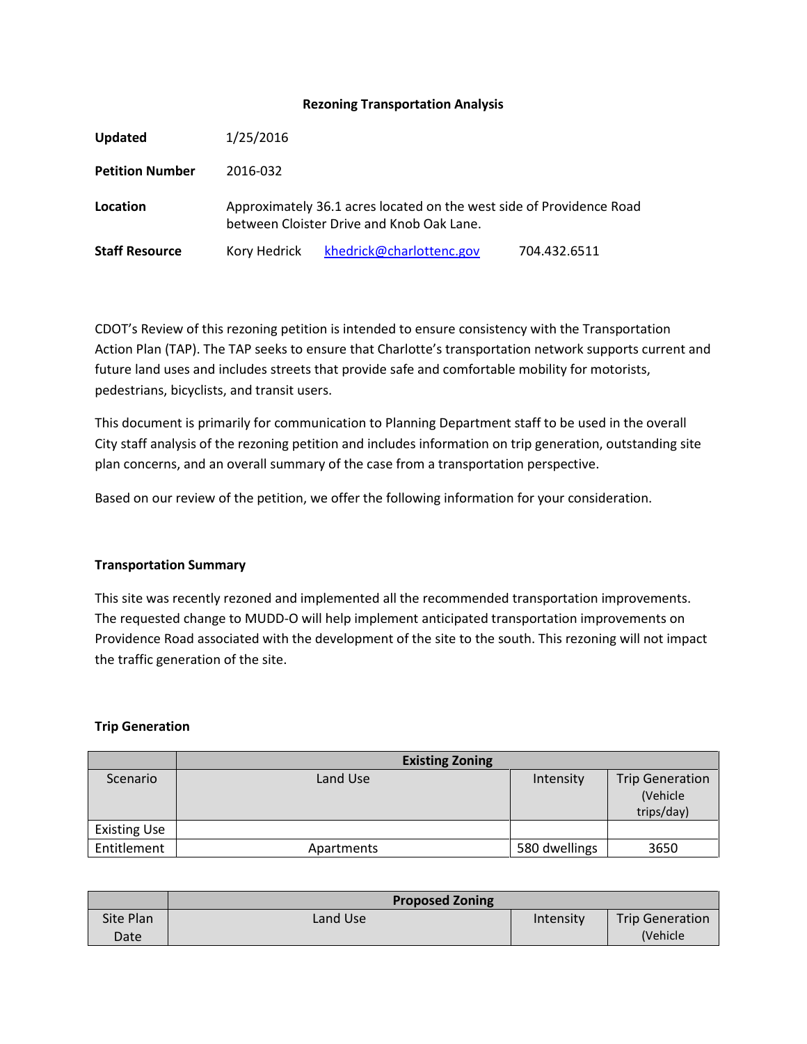**Rezoning Transportation Analysis**

| | |
|---|---|
| **Updated** | 1/25/2016 |
| **Petition Number** | 2016-032 |
| **Location** | Approximately 36.1 acres located on the west side of Providence Road between Cloister Drive and Knob Oak Lane. |
| **Staff Resource** | Kory Hedrick khedrick@charlottenc.gov 704.432.6511 |

CDOT's Review of this rezoning petition is intended to ensure consistency with the Transportation Action Plan (TAP). The TAP seeks to ensure that Charlotte's transportation network supports current and future land uses and includes streets that provide safe and comfortable mobility for motorists, pedestrians, bicyclists, and transit users.

This document is primarily for communication to Planning Department staff to be used in the overall City staff analysis of the rezoning petition and includes information on trip generation, outstanding site plan concerns, and an overall summary of the case from a transportation perspective.

Based on our review of the petition, we offer the following information for your consideration.

### Transportation Summary

This site was recently rezoned and implemented all the recommended transportation improvements. The requested change to MUDD-O will help implement anticipated transportation improvements on Providence Road associated with the development of the site to the south. This rezoning will not impact the traffic generation of the site.

### Trip Generation

| | Existing Zoning | | |
|---|---|---|---|
| Scenario | Land Use | Intensity | Trip Generation (Vehicle trips/day) |
| Existing Use | | | |
| Entitlement | Apartments | 580 dwellings | 3650 |

| | Proposed Zoning | | |
|---|---|---|---|
| Site Plan Date | Land Use | Intensity | Trip Generation (Vehicle |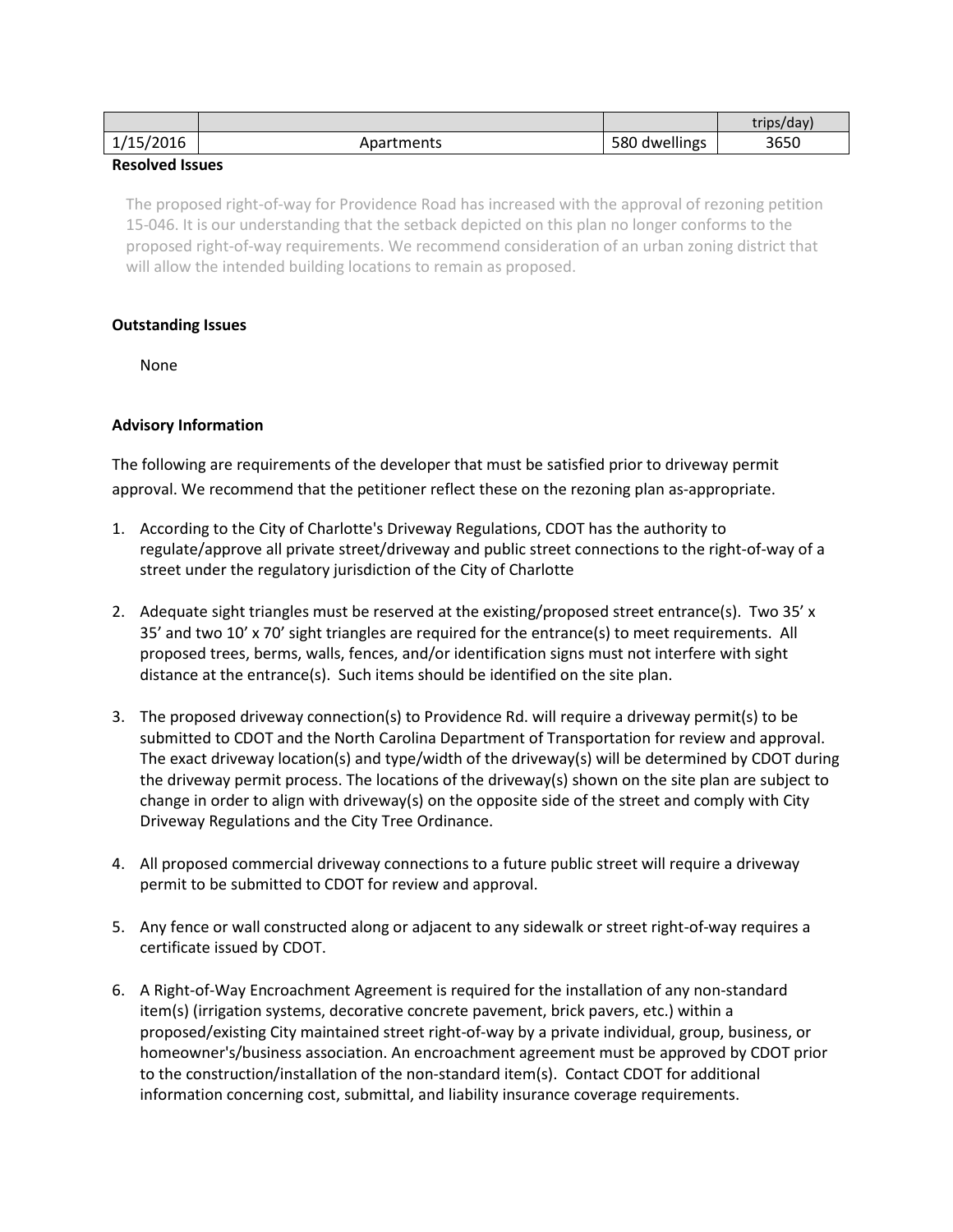| | | | trips/day) |
|---|---|---|---|
| 1/15/2016 | Apartments | 580 dwellings | 3650 |

**Resolved Issues**

The proposed right-of-way for Providence Road has increased with the approval of rezoning petition 15-046. It is our understanding that the setback depicted on this plan no longer conforms to the proposed right-of-way requirements. We recommend consideration of an urban zoning district that will allow the intended building locations to remain as proposed.

**Outstanding Issues**

None

**Advisory Information**

The following are requirements of the developer that must be satisfied prior to driveway permit approval. We recommend that the petitioner reflect these on the rezoning plan as-appropriate.

1. According to the City of Charlotte's Driveway Regulations, CDOT has the authority to regulate/approve all private street/driveway and public street connections to the right-of-way of a street under the regulatory jurisdiction of the City of Charlotte

2. Adequate sight triangles must be reserved at the existing/proposed street entrance(s). Two 35' x 35' and two 10' x 70' sight triangles are required for the entrance(s) to meet requirements. All proposed trees, berms, walls, fences, and/or identification signs must not interfere with sight distance at the entrance(s). Such items should be identified on the site plan.

3. The proposed driveway connection(s) to Providence Rd. will require a driveway permit(s) to be submitted to CDOT and the North Carolina Department of Transportation for review and approval. The exact driveway location(s) and type/width of the driveway(s) will be determined by CDOT during the driveway permit process. The locations of the driveway(s) shown on the site plan are subject to change in order to align with driveway(s) on the opposite side of the street and comply with City Driveway Regulations and the City Tree Ordinance.

4. All proposed commercial driveway connections to a future public street will require a driveway permit to be submitted to CDOT for review and approval.

5. Any fence or wall constructed along or adjacent to any sidewalk or street right-of-way requires a certificate issued by CDOT.

6. A Right-of-Way Encroachment Agreement is required for the installation of any non-standard item(s) (irrigation systems, decorative concrete pavement, brick pavers, etc.) within a proposed/existing City maintained street right-of-way by a private individual, group, business, or homeowner's/business association. An encroachment agreement must be approved by CDOT prior to the construction/installation of the non-standard item(s). Contact CDOT for additional information concerning cost, submittal, and liability insurance coverage requirements.